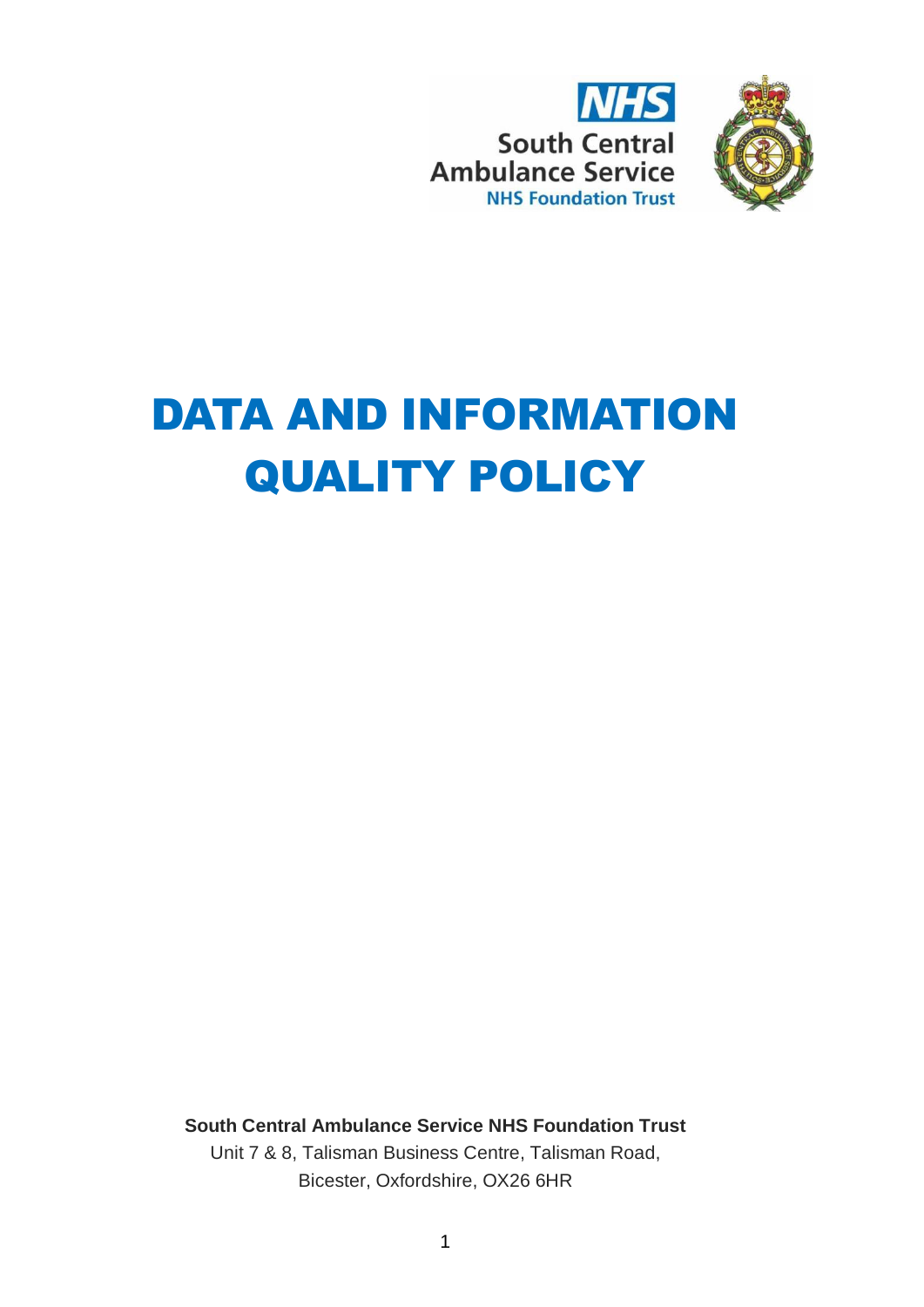NHS South Central Ambulance Service NHS Foundation Trust

# DATA AND INFORMATION QUALITY POLICY

**South Central Ambulance Service NHS Foundation Trust**

Unit 7 & 8, Talisman Business Centre, Talisman Road, Bicester, Oxfordshire, OX26 6HR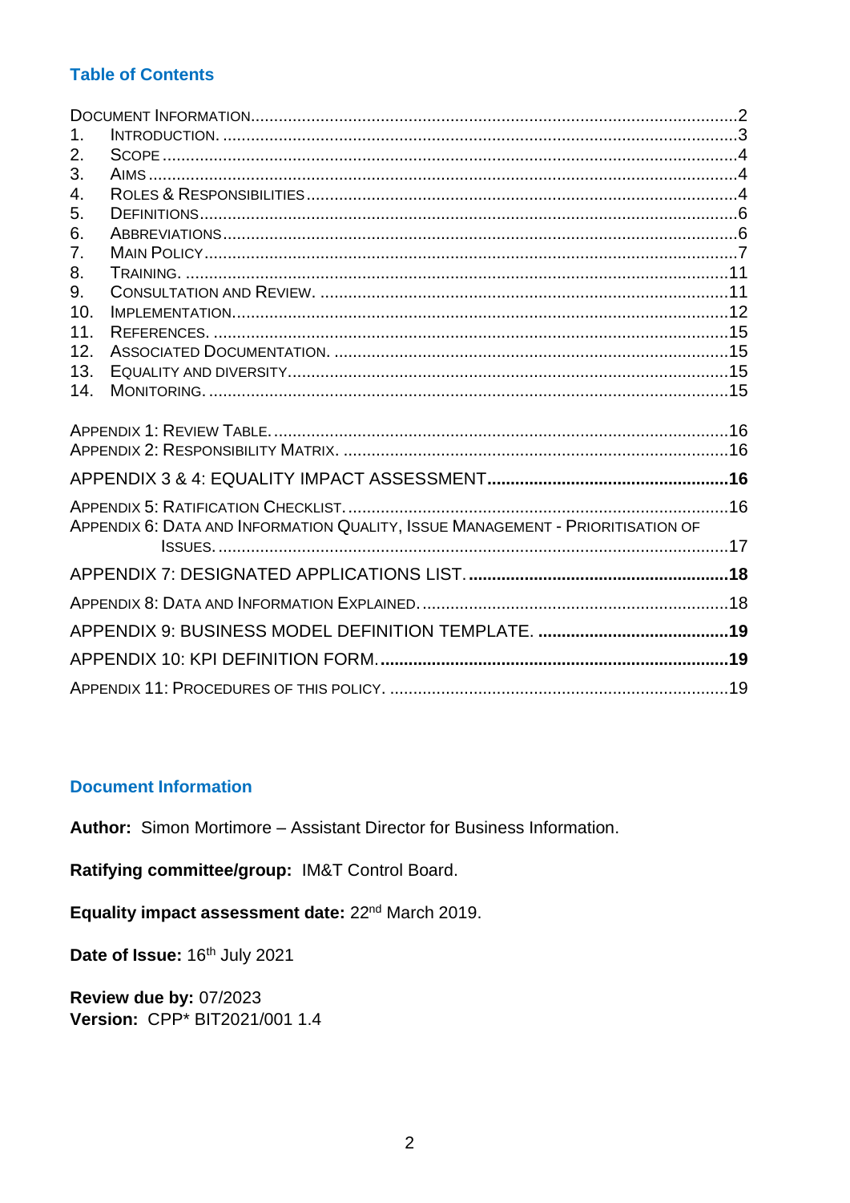## Table of Contents

Document Information ........................................................................................................ 2
1. Introduction. ..................................................................................................................... 3
2. Scope ................................................................................................................................ 4
3. Aims .................................................................................................................................. 4
4. Roles & Responsibilities .................................................................................................. 4
5. Definitions ......................................................................................................................... 6
6. Abbreviations .................................................................................................................... 6
7. Main Policy ........................................................................................................................ 7
8. Training. ........................................................................................................................... 11
9. Consultation and Review. ................................................................................................ 11
10. Implementation ............................................................................................................... 12
11. References. .................................................................................................................... 15
12. Associated Documentation. ............................................................................................ 15
13. Equality and diversity ...................................................................................................... 15
14. Monitoring. ...................................................................................................................... 15

Appendix 1: Review Table. .................................................................................................... 16
Appendix 2: Responsibility Matrix. ........................................................................................ 16
**APPENDIX 3 & 4: EQUALITY IMPACT ASSESSMENT ......................................................... 16**
Appendix 5: Ratification Checklist. ........................................................................................ 16
Appendix 6: Data and Information Quality, Issue Management - Prioritisation of Issues. ...... 17
**APPENDIX 7: DESIGNATED APPLICATIONS LIST. ............................................................... 18**
Appendix 8: Data and Information Explained. ....................................................................... 18
**APPENDIX 9: BUSINESS MODEL DEFINITION TEMPLATE. ................................................. 19**
**APPENDIX 10: KPI DEFINITION FORM. ................................................................................. 19**
Appendix 11: Procedures of this policy. ................................................................................. 19

## Document Information

**Author:** Simon Mortimore – Assistant Director for Business Information.

**Ratifying committee/group:** IM&T Control Board.

**Equality impact assessment date:** 22nd March 2019.

**Date of Issue:** 16th July 2021

**Review due by:** 07/2023
**Version:** CPP* BIT2021/001 1.4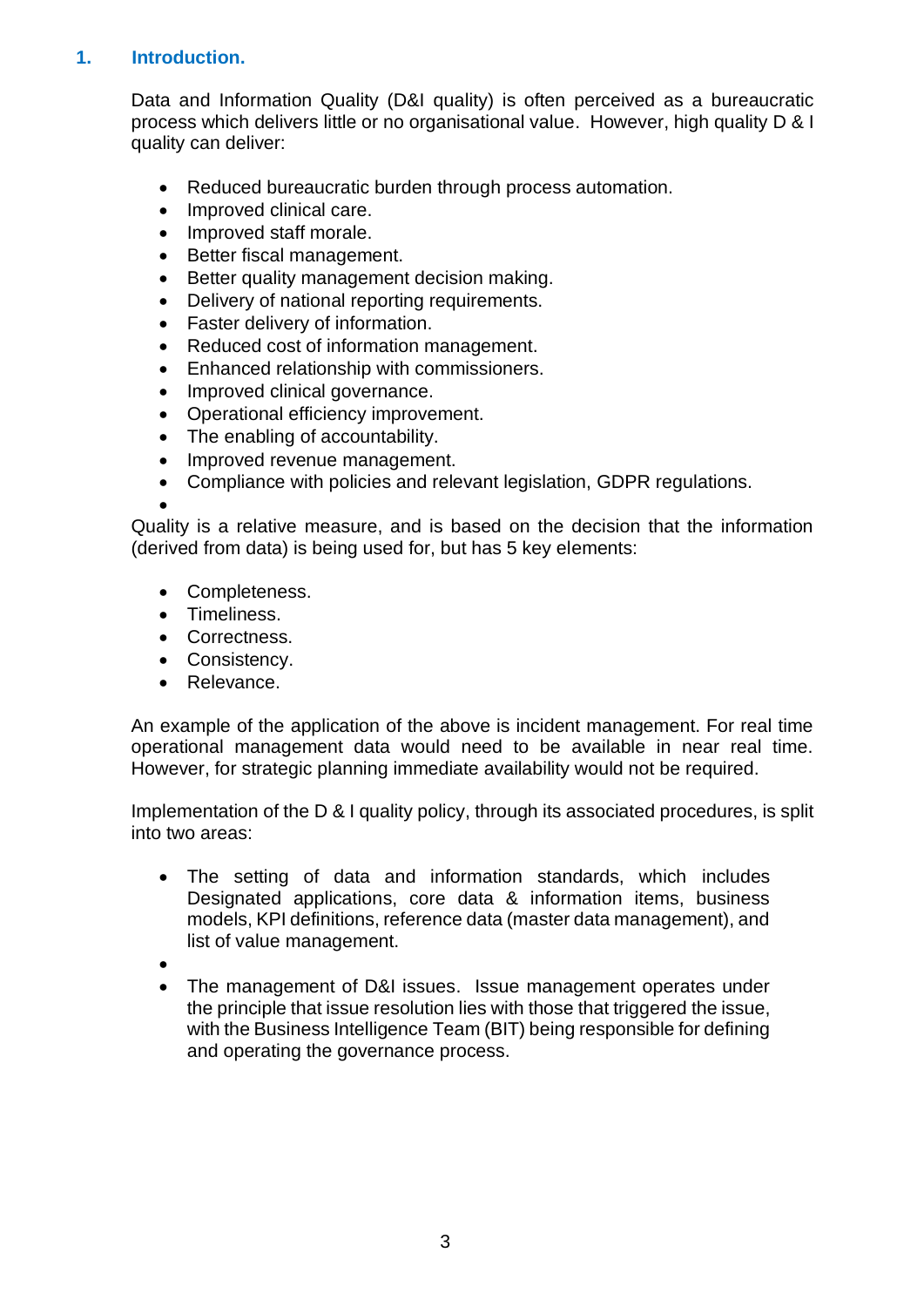# 1. Introduction.

Data and Information Quality (D&I quality) is often perceived as a bureaucratic process which delivers little or no organisational value. However, high quality D & I quality can deliver:

- Reduced bureaucratic burden through process automation.
- Improved clinical care.
- Improved staff morale.
- Better fiscal management.
- Better quality management decision making.
- Delivery of national reporting requirements.
- Faster delivery of information.
- Reduced cost of information management.
- Enhanced relationship with commissioners.
- Improved clinical governance.
- Operational efficiency improvement.
- The enabling of accountability.
- Improved revenue management.
- Compliance with policies and relevant legislation, GDPR regulations.

Quality is a relative measure, and is based on the decision that the information (derived from data) is being used for, but has 5 key elements:

- Completeness.
- Timeliness.
- Correctness.
- Consistency.
- Relevance.

An example of the application of the above is incident management. For real time operational management data would need to be available in near real time. However, for strategic planning immediate availability would not be required.

Implementation of the D & I quality policy, through its associated procedures, is split into two areas:

- The setting of data and information standards, which includes Designated applications, core data & information items, business models, KPI definitions, reference data (master data management), and list of value management.
- The management of D&I issues. Issue management operates under the principle that issue resolution lies with those that triggered the issue, with the Business Intelligence Team (BIT) being responsible for defining and operating the governance process.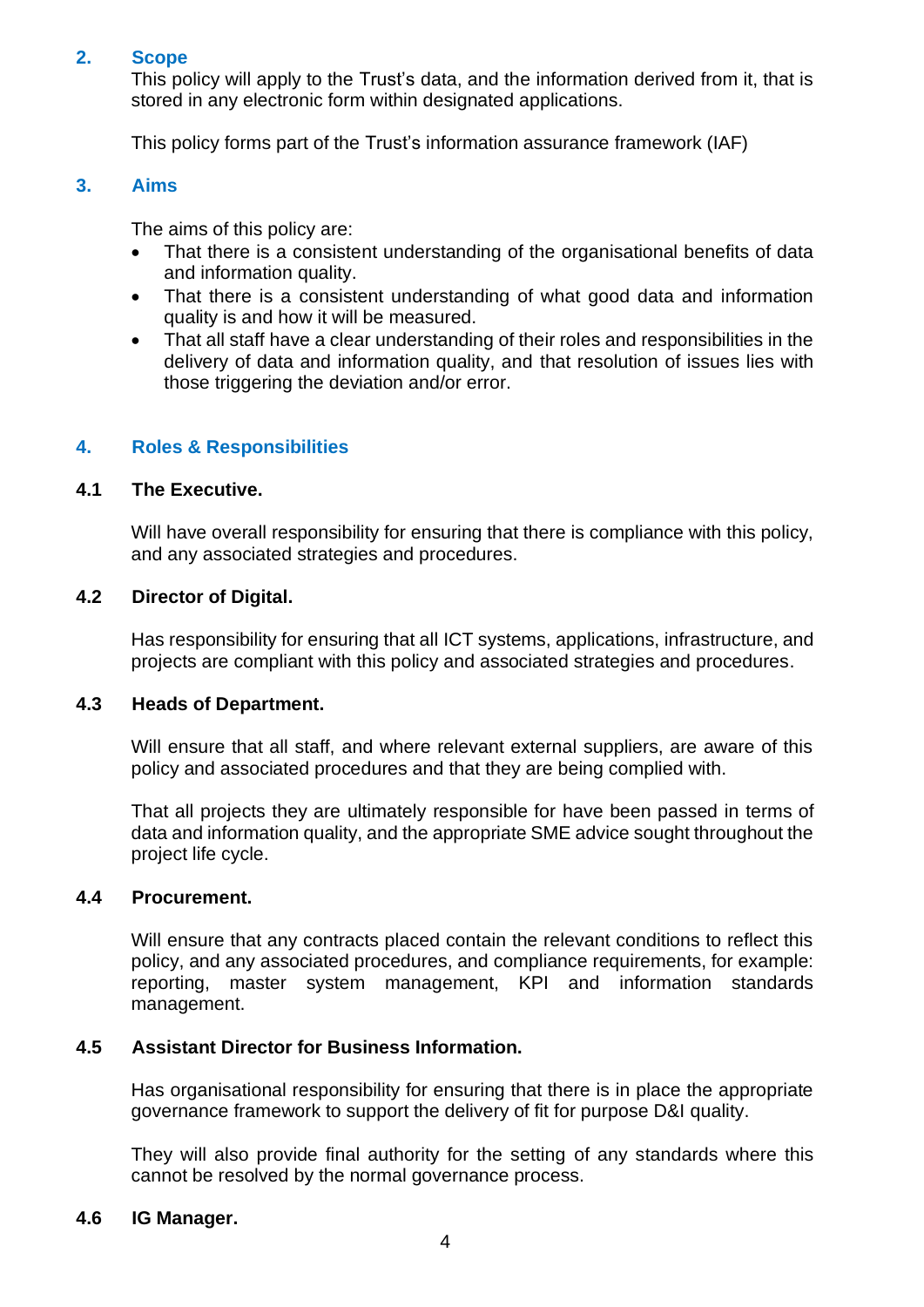## 2. Scope

This policy will apply to the Trust's data, and the information derived from it, that is stored in any electronic form within designated applications.

This policy forms part of the Trust's information assurance framework (IAF)

## 3. Aims

The aims of this policy are:

- That there is a consistent understanding of the organisational benefits of data and information quality.
- That there is a consistent understanding of what good data and information quality is and how it will be measured.
- That all staff have a clear understanding of their roles and responsibilities in the delivery of data and information quality, and that resolution of issues lies with those triggering the deviation and/or error.

## 4. Roles & Responsibilities

### 4.1 The Executive.

Will have overall responsibility for ensuring that there is compliance with this policy, and any associated strategies and procedures.

### 4.2 Director of Digital.

Has responsibility for ensuring that all ICT systems, applications, infrastructure, and projects are compliant with this policy and associated strategies and procedures.

### 4.3 Heads of Department.

Will ensure that all staff, and where relevant external suppliers, are aware of this policy and associated procedures and that they are being complied with.

That all projects they are ultimately responsible for have been passed in terms of data and information quality, and the appropriate SME advice sought throughout the project life cycle.

### 4.4 Procurement.

Will ensure that any contracts placed contain the relevant conditions to reflect this policy, and any associated procedures, and compliance requirements, for example: reporting, master system management, KPI and information standards management.

### 4.5 Assistant Director for Business Information.

Has organisational responsibility for ensuring that there is in place the appropriate governance framework to support the delivery of fit for purpose D&I quality.

They will also provide final authority for the setting of any standards where this cannot be resolved by the normal governance process.

### 4.6 IG Manager.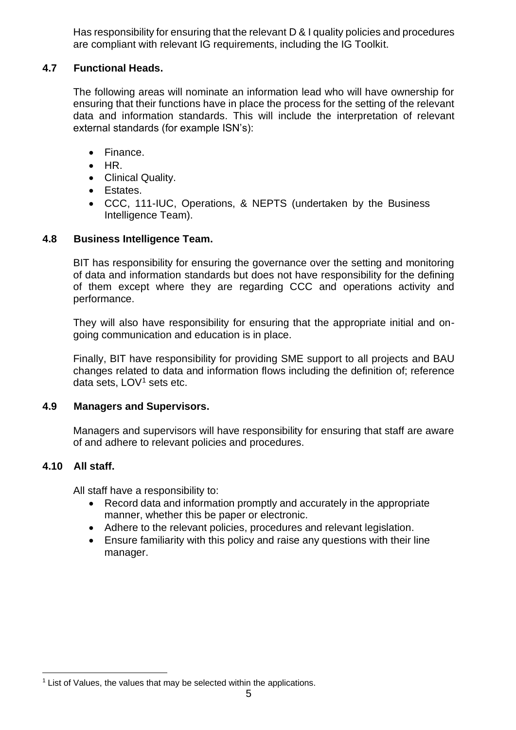Has responsibility for ensuring that the relevant D & I quality policies and procedures are compliant with relevant IG requirements, including the IG Toolkit.

### 4.7 Functional Heads.

The following areas will nominate an information lead who will have ownership for ensuring that their functions have in place the process for the setting of the relevant data and information standards. This will include the interpretation of relevant external standards (for example ISN's):

- Finance.
- HR.
- Clinical Quality.
- Estates.
- CCC, 111-IUC, Operations, & NEPTS (undertaken by the Business Intelligence Team).

### 4.8 Business Intelligence Team.

BIT has responsibility for ensuring the governance over the setting and monitoring of data and information standards but does not have responsibility for the defining of them except where they are regarding CCC and operations activity and performance.

They will also have responsibility for ensuring that the appropriate initial and on-going communication and education is in place.

Finally, BIT have responsibility for providing SME support to all projects and BAU changes related to data and information flows including the definition of; reference data sets, LOV[1] sets etc.

### 4.9 Managers and Supervisors.

Managers and supervisors will have responsibility for ensuring that staff are aware of and adhere to relevant policies and procedures.

### 4.10 All staff.

All staff have a responsibility to:

- Record data and information promptly and accurately in the appropriate manner, whether this be paper or electronic.
- Adhere to the relevant policies, procedures and relevant legislation.
- Ensure familiarity with this policy and raise any questions with their line manager.

[1] List of Values, the values that may be selected within the applications.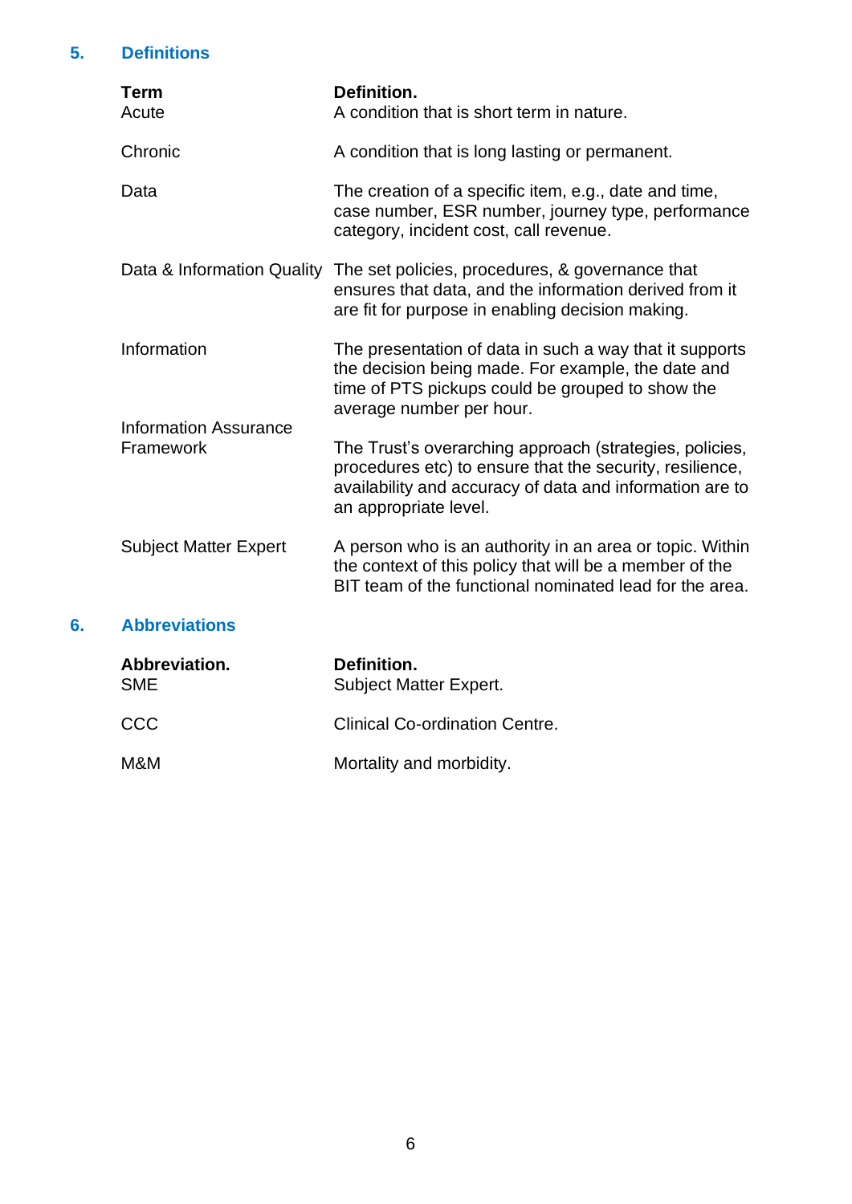## 5. Definitions

| **Term** | **Definition.** |
|---|---|
| Acute | A condition that is short term in nature. |
| Chronic | A condition that is long lasting or permanent. |
| Data | The creation of a specific item, e.g., date and time, case number, ESR number, journey type, performance category, incident cost, call revenue. |
| Data & Information Quality | The set policies, procedures, & governance that ensures that data, and the information derived from it are fit for purpose in enabling decision making. |
| Information | The presentation of data in such a way that it supports the decision being made. For example, the date and time of PTS pickups could be grouped to show the average number per hour. |
| Information Assurance Framework | The Trust's overarching approach (strategies, policies, procedures etc) to ensure that the security, resilience, availability and accuracy of data and information are to an appropriate level. |
| Subject Matter Expert | A person who is an authority in an area or topic. Within the context of this policy that will be a member of the BIT team of the functional nominated lead for the area. |

## 6. Abbreviations

| **Abbreviation.** | **Definition.** |
|---|---|
| SME | Subject Matter Expert. |
| CCC | Clinical Co-ordination Centre. |
| M&M | Mortality and morbidity. |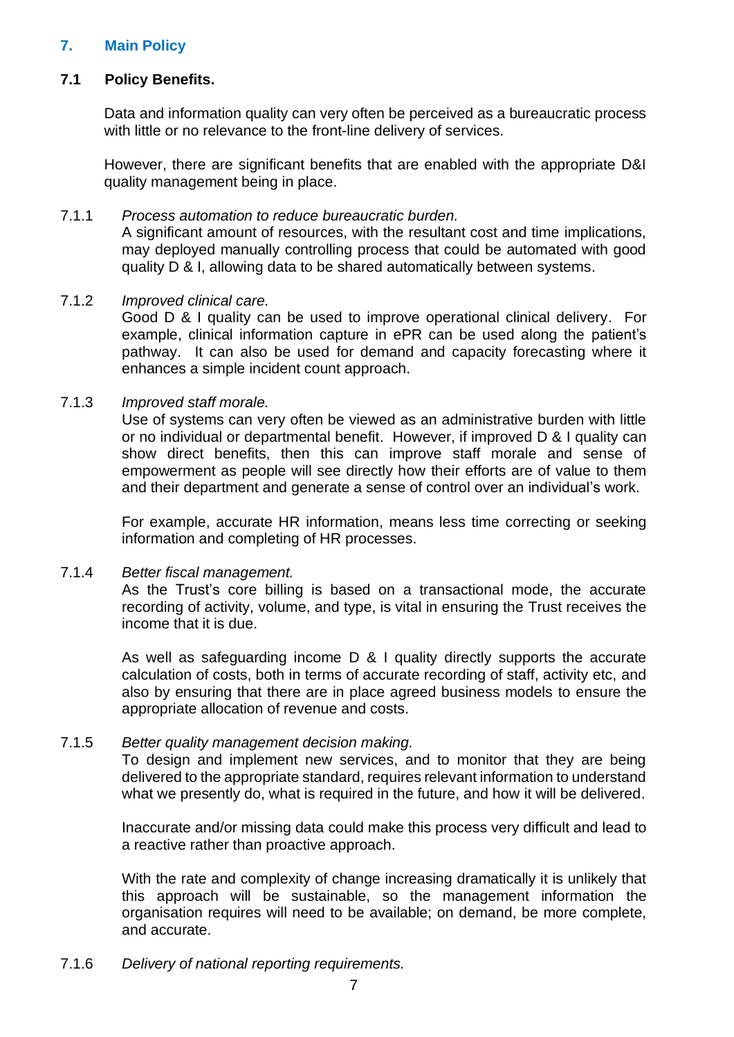## 7. Main Policy

### 7.1 Policy Benefits.

Data and information quality can very often be perceived as a bureaucratic process with little or no relevance to the front-line delivery of services.

However, there are significant benefits that are enabled with the appropriate D&I quality management being in place.

7.1.1 *Process automation to reduce bureaucratic burden.*
A significant amount of resources, with the resultant cost and time implications, may deployed manually controlling process that could be automated with good quality D & I, allowing data to be shared automatically between systems.

7.1.2 *Improved clinical care.*
Good D & I quality can be used to improve operational clinical delivery. For example, clinical information capture in ePR can be used along the patient's pathway. It can also be used for demand and capacity forecasting where it enhances a simple incident count approach.

7.1.3 *Improved staff morale.*
Use of systems can very often be viewed as an administrative burden with little or no individual or departmental benefit. However, if improved D & I quality can show direct benefits, then this can improve staff morale and sense of empowerment as people will see directly how their efforts are of value to them and their department and generate a sense of control over an individual's work.

For example, accurate HR information, means less time correcting or seeking information and completing of HR processes.

7.1.4 *Better fiscal management.*
As the Trust's core billing is based on a transactional mode, the accurate recording of activity, volume, and type, is vital in ensuring the Trust receives the income that it is due.

As well as safeguarding income D & I quality directly supports the accurate calculation of costs, both in terms of accurate recording of staff, activity etc, and also by ensuring that there are in place agreed business models to ensure the appropriate allocation of revenue and costs.

7.1.5 *Better quality management decision making.*
To design and implement new services, and to monitor that they are being delivered to the appropriate standard, requires relevant information to understand what we presently do, what is required in the future, and how it will be delivered.

Inaccurate and/or missing data could make this process very difficult and lead to a reactive rather than proactive approach.

With the rate and complexity of change increasing dramatically it is unlikely that this approach will be sustainable, so the management information the organisation requires will need to be available; on demand, be more complete, and accurate.

7.1.6 *Delivery of national reporting requirements.*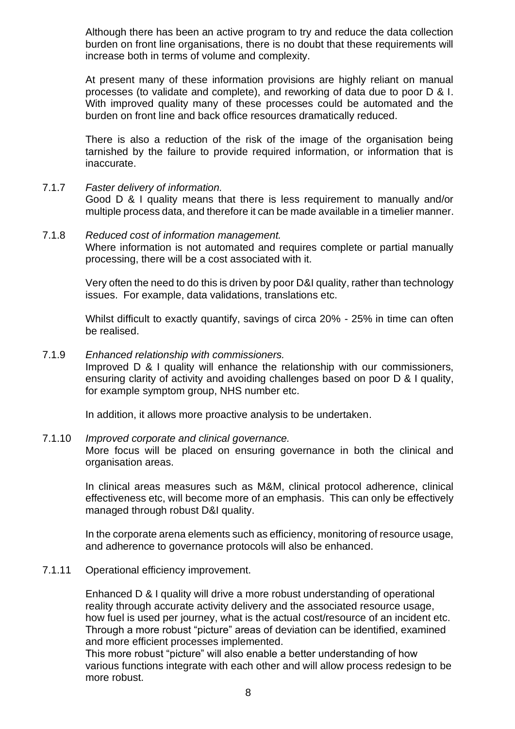Although there has been an active program to try and reduce the data collection burden on front line organisations, there is no doubt that these requirements will increase both in terms of volume and complexity.

At present many of these information provisions are highly reliant on manual processes (to validate and complete), and reworking of data due to poor D & I. With improved quality many of these processes could be automated and the burden on front line and back office resources dramatically reduced.

There is also a reduction of the risk of the image of the organisation being tarnished by the failure to provide required information, or information that is inaccurate.

7.1.7 *Faster delivery of information.*
Good D & I quality means that there is less requirement to manually and/or multiple process data, and therefore it can be made available in a timelier manner.

7.1.8 *Reduced cost of information management.*
Where information is not automated and requires complete or partial manually processing, there will be a cost associated with it.

Very often the need to do this is driven by poor D&I quality, rather than technology issues. For example, data validations, translations etc.

Whilst difficult to exactly quantify, savings of circa 20% - 25% in time can often be realised.

7.1.9 *Enhanced relationship with commissioners.*
Improved D & I quality will enhance the relationship with our commissioners, ensuring clarity of activity and avoiding challenges based on poor D & I quality, for example symptom group, NHS number etc.

In addition, it allows more proactive analysis to be undertaken.

7.1.10 *Improved corporate and clinical governance.*
More focus will be placed on ensuring governance in both the clinical and organisation areas.

In clinical areas measures such as M&M, clinical protocol adherence, clinical effectiveness etc, will become more of an emphasis. This can only be effectively managed through robust D&I quality.

In the corporate arena elements such as efficiency, monitoring of resource usage, and adherence to governance protocols will also be enhanced.

7.1.11 Operational efficiency improvement.

Enhanced D & I quality will drive a more robust understanding of operational reality through accurate activity delivery and the associated resource usage, how fuel is used per journey, what is the actual cost/resource of an incident etc. Through a more robust "picture" areas of deviation can be identified, examined and more efficient processes implemented.
This more robust "picture" will also enable a better understanding of how various functions integrate with each other and will allow process redesign to be more robust.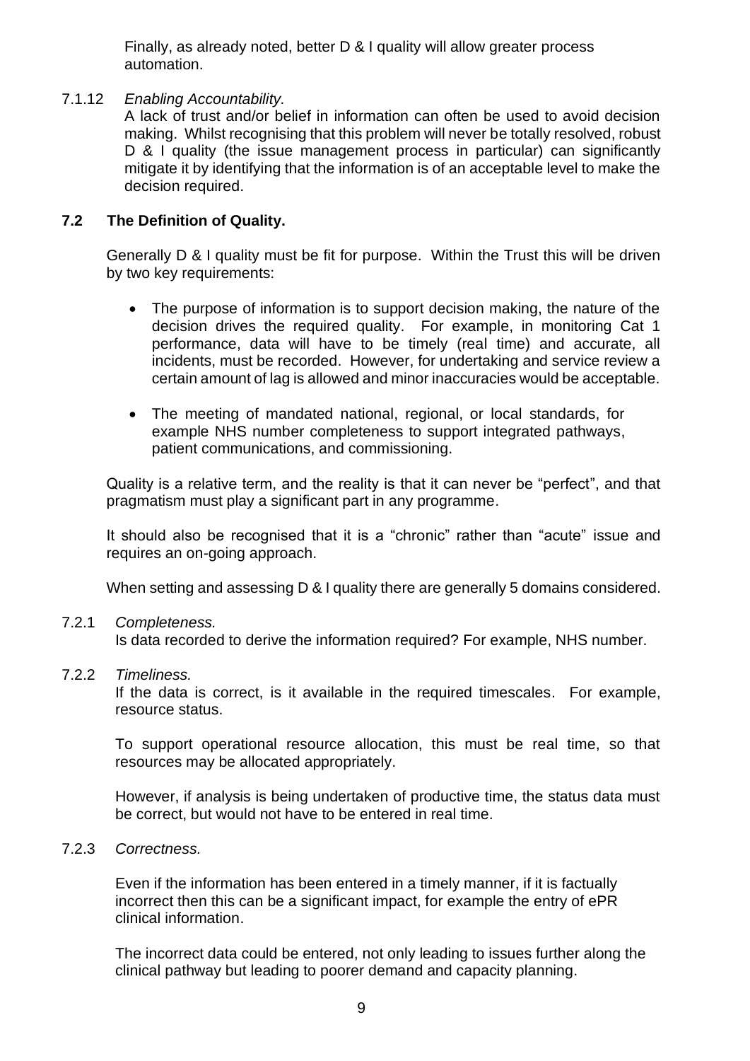Finally, as already noted, better D & I quality will allow greater process automation.

7.1.12 *Enabling Accountability.*

A lack of trust and/or belief in information can often be used to avoid decision making. Whilst recognising that this problem will never be totally resolved, robust D & I quality (the issue management process in particular) can significantly mitigate it by identifying that the information is of an acceptable level to make the decision required.

## 7.2 The Definition of Quality.

Generally D & I quality must be fit for purpose. Within the Trust this will be driven by two key requirements:

- The purpose of information is to support decision making, the nature of the decision drives the required quality. For example, in monitoring Cat 1 performance, data will have to be timely (real time) and accurate, all incidents, must be recorded. However, for undertaking and service review a certain amount of lag is allowed and minor inaccuracies would be acceptable.
- The meeting of mandated national, regional, or local standards, for example NHS number completeness to support integrated pathways, patient communications, and commissioning.

Quality is a relative term, and the reality is that it can never be "perfect", and that pragmatism must play a significant part in any programme.

It should also be recognised that it is a "chronic" rather than "acute" issue and requires an on-going approach.

When setting and assessing D & I quality there are generally 5 domains considered.

7.2.1 *Completeness.*

Is data recorded to derive the information required? For example, NHS number.

7.2.2 *Timeliness.*

If the data is correct, is it available in the required timescales. For example, resource status.

To support operational resource allocation, this must be real time, so that resources may be allocated appropriately.

However, if analysis is being undertaken of productive time, the status data must be correct, but would not have to be entered in real time.

7.2.3 *Correctness.*

Even if the information has been entered in a timely manner, if it is factually incorrect then this can be a significant impact, for example the entry of ePR clinical information.

The incorrect data could be entered, not only leading to issues further along the clinical pathway but leading to poorer demand and capacity planning.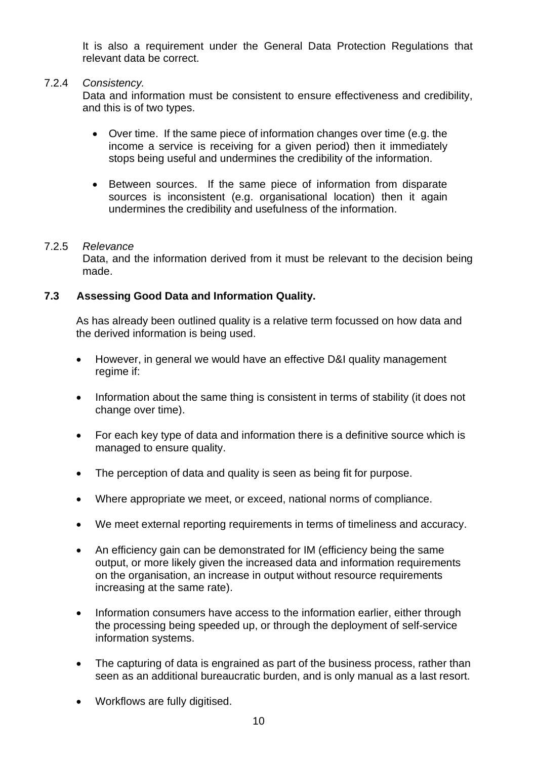It is also a requirement under the General Data Protection Regulations that relevant data be correct.

7.2.4 *Consistency.*

Data and information must be consistent to ensure effectiveness and credibility, and this is of two types.

- Over time. If the same piece of information changes over time (e.g. the income a service is receiving for a given period) then it immediately stops being useful and undermines the credibility of the information.
- Between sources. If the same piece of information from disparate sources is inconsistent (e.g. organisational location) then it again undermines the credibility and usefulness of the information.

7.2.5 *Relevance*

Data, and the information derived from it must be relevant to the decision being made.

### 7.3 Assessing Good Data and Information Quality.

As has already been outlined quality is a relative term focussed on how data and the derived information is being used.

- However, in general we would have an effective D&I quality management regime if:
- Information about the same thing is consistent in terms of stability (it does not change over time).
- For each key type of data and information there is a definitive source which is managed to ensure quality.
- The perception of data and quality is seen as being fit for purpose.
- Where appropriate we meet, or exceed, national norms of compliance.
- We meet external reporting requirements in terms of timeliness and accuracy.
- An efficiency gain can be demonstrated for IM (efficiency being the same output, or more likely given the increased data and information requirements on the organisation, an increase in output without resource requirements increasing at the same rate).
- Information consumers have access to the information earlier, either through the processing being speeded up, or through the deployment of self-service information systems.
- The capturing of data is engrained as part of the business process, rather than seen as an additional bureaucratic burden, and is only manual as a last resort.
- Workflows are fully digitised.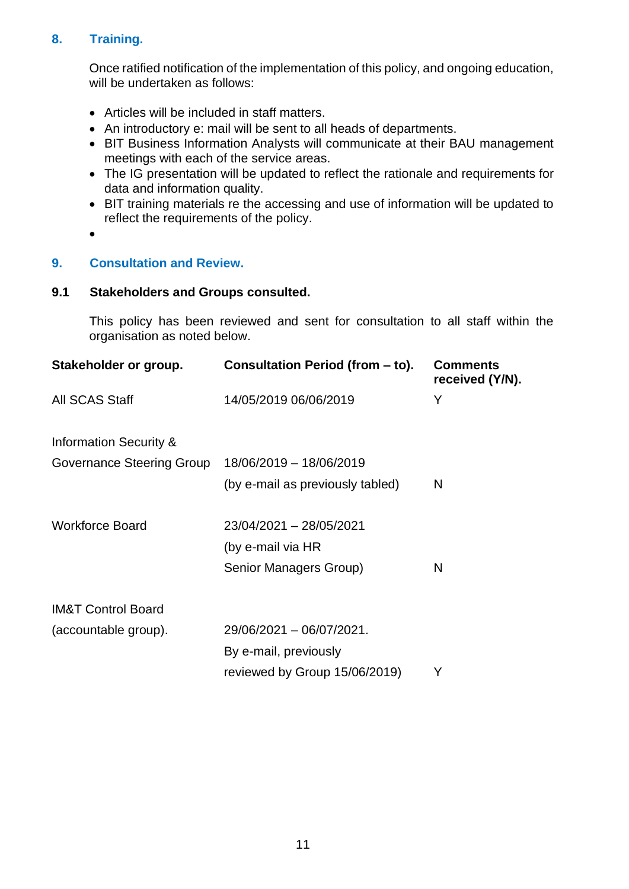## 8. Training.

Once ratified notification of the implementation of this policy, and ongoing education, will be undertaken as follows:

- Articles will be included in staff matters.
- An introductory e: mail will be sent to all heads of departments.
- BIT Business Information Analysts will communicate at their BAU management meetings with each of the service areas.
- The IG presentation will be updated to reflect the rationale and requirements for data and information quality.
- BIT training materials re the accessing and use of information will be updated to reflect the requirements of the policy.
- 

## 9. Consultation and Review.

### 9.1 Stakeholders and Groups consulted.

This policy has been reviewed and sent for consultation to all staff within the organisation as noted below.

| Stakeholder or group. | Consultation Period (from – to). | Comments received (Y/N). |
|---|---|---|
| All SCAS Staff | 14/05/2019 06/06/2019 | Y |
| Information Security & Governance Steering Group | 18/06/2019 – 18/06/2019 (by e-mail as previously tabled) | N |
| Workforce Board | 23/04/2021 – 28/05/2021 (by e-mail via HR Senior Managers Group) | N |
| IM&T Control Board (accountable group). | 29/06/2021 – 06/07/2021. By e-mail, previously reviewed by Group 15/06/2019) | Y |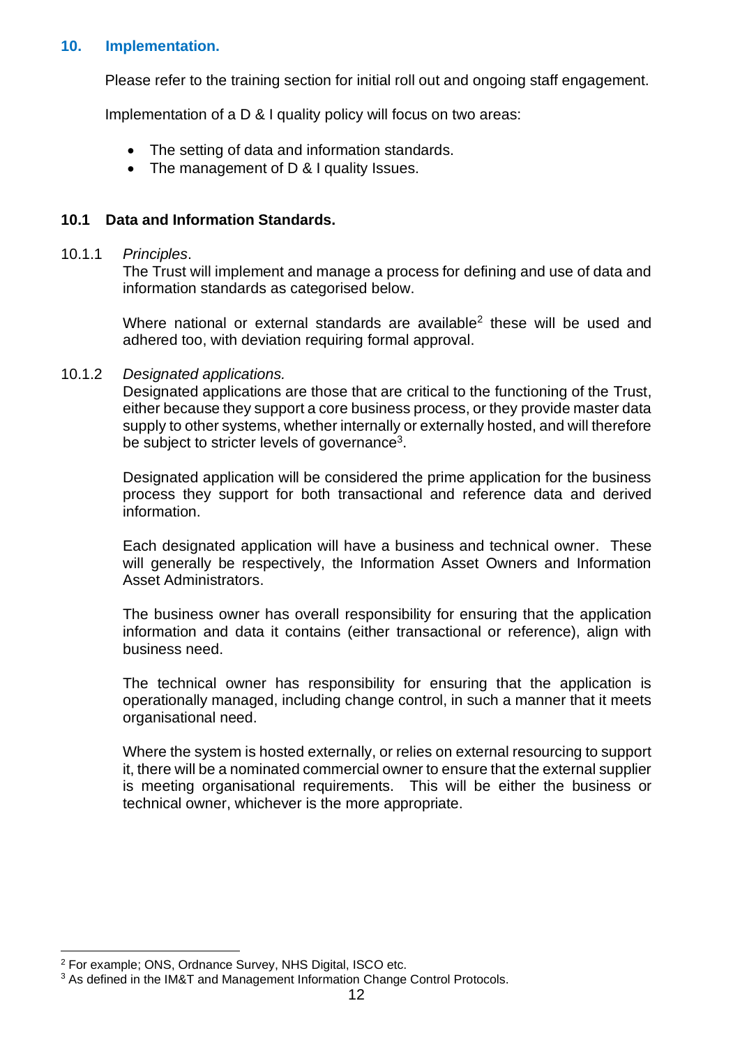## 10. Implementation.

Please refer to the training section for initial roll out and ongoing staff engagement.

Implementation of a D & I quality policy will focus on two areas:

- The setting of data and information standards.
- The management of D & I quality Issues.

### 10.1 Data and Information Standards.

10.1.1 *Principles*.

The Trust will implement and manage a process for defining and use of data and information standards as categorised below.

Where national or external standards are available[2] these will be used and adhered too, with deviation requiring formal approval.

10.1.2 *Designated applications.*

Designated applications are those that are critical to the functioning of the Trust, either because they support a core business process, or they provide master data supply to other systems, whether internally or externally hosted, and will therefore be subject to stricter levels of governance[3].

Designated application will be considered the prime application for the business process they support for both transactional and reference data and derived information.

Each designated application will have a business and technical owner. These will generally be respectively, the Information Asset Owners and Information Asset Administrators.

The business owner has overall responsibility for ensuring that the application information and data it contains (either transactional or reference), align with business need.

The technical owner has responsibility for ensuring that the application is operationally managed, including change control, in such a manner that it meets organisational need.

Where the system is hosted externally, or relies on external resourcing to support it, there will be a nominated commercial owner to ensure that the external supplier is meeting organisational requirements. This will be either the business or technical owner, whichever is the more appropriate.

---

[2] For example; ONS, Ordnance Survey, NHS Digital, ISCO etc.

[3] As defined in the IM&T and Management Information Change Control Protocols.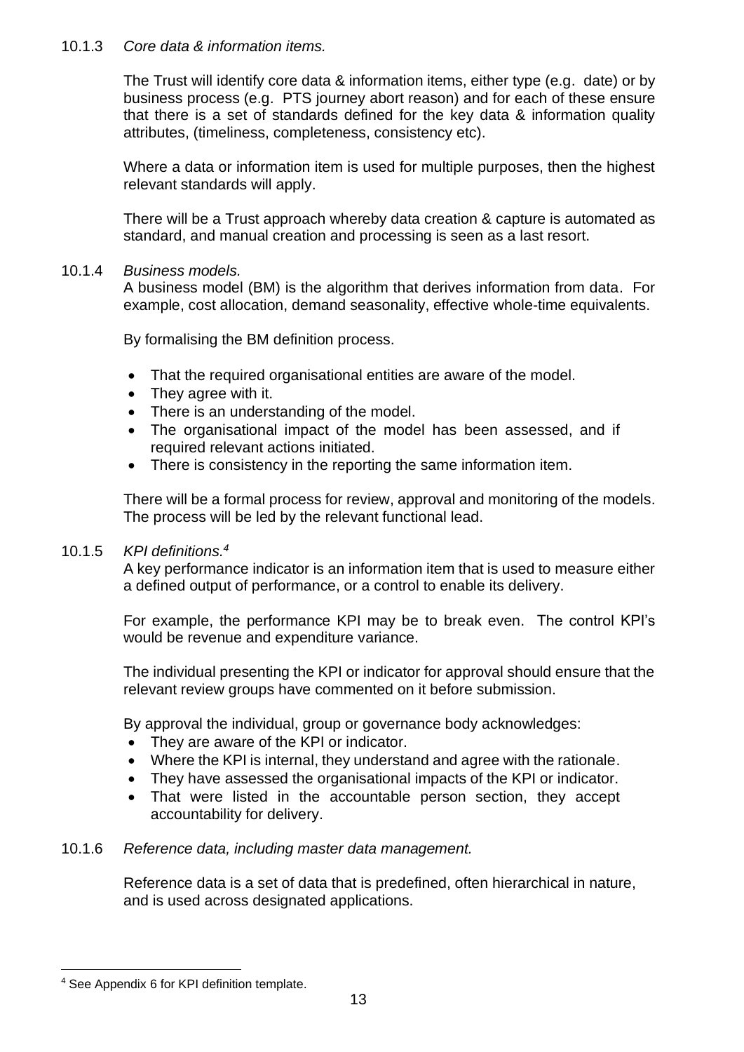10.1.3 *Core data & information items.*

The Trust will identify core data & information items, either type (e.g. date) or by business process (e.g. PTS journey abort reason) and for each of these ensure that there is a set of standards defined for the key data & information quality attributes, (timeliness, completeness, consistency etc).

Where a data or information item is used for multiple purposes, then the highest relevant standards will apply.

There will be a Trust approach whereby data creation & capture is automated as standard, and manual creation and processing is seen as a last resort.

10.1.4 *Business models.*

A business model (BM) is the algorithm that derives information from data. For example, cost allocation, demand seasonality, effective whole-time equivalents.

By formalising the BM definition process.

- That the required organisational entities are aware of the model.
- They agree with it.
- There is an understanding of the model.
- The organisational impact of the model has been assessed, and if required relevant actions initiated.
- There is consistency in the reporting the same information item.

There will be a formal process for review, approval and monitoring of the models. The process will be led by the relevant functional lead.

10.1.5 *KPI definitions.*[4]

A key performance indicator is an information item that is used to measure either a defined output of performance, or a control to enable its delivery.

For example, the performance KPI may be to break even. The control KPI's would be revenue and expenditure variance.

The individual presenting the KPI or indicator for approval should ensure that the relevant review groups have commented on it before submission.

By approval the individual, group or governance body acknowledges:

- They are aware of the KPI or indicator.
- Where the KPI is internal, they understand and agree with the rationale.
- They have assessed the organisational impacts of the KPI or indicator.
- That were listed in the accountable person section, they accept accountability for delivery.

10.1.6 *Reference data, including master data management.*

Reference data is a set of data that is predefined, often hierarchical in nature, and is used across designated applications.

[4] See Appendix 6 for KPI definition template.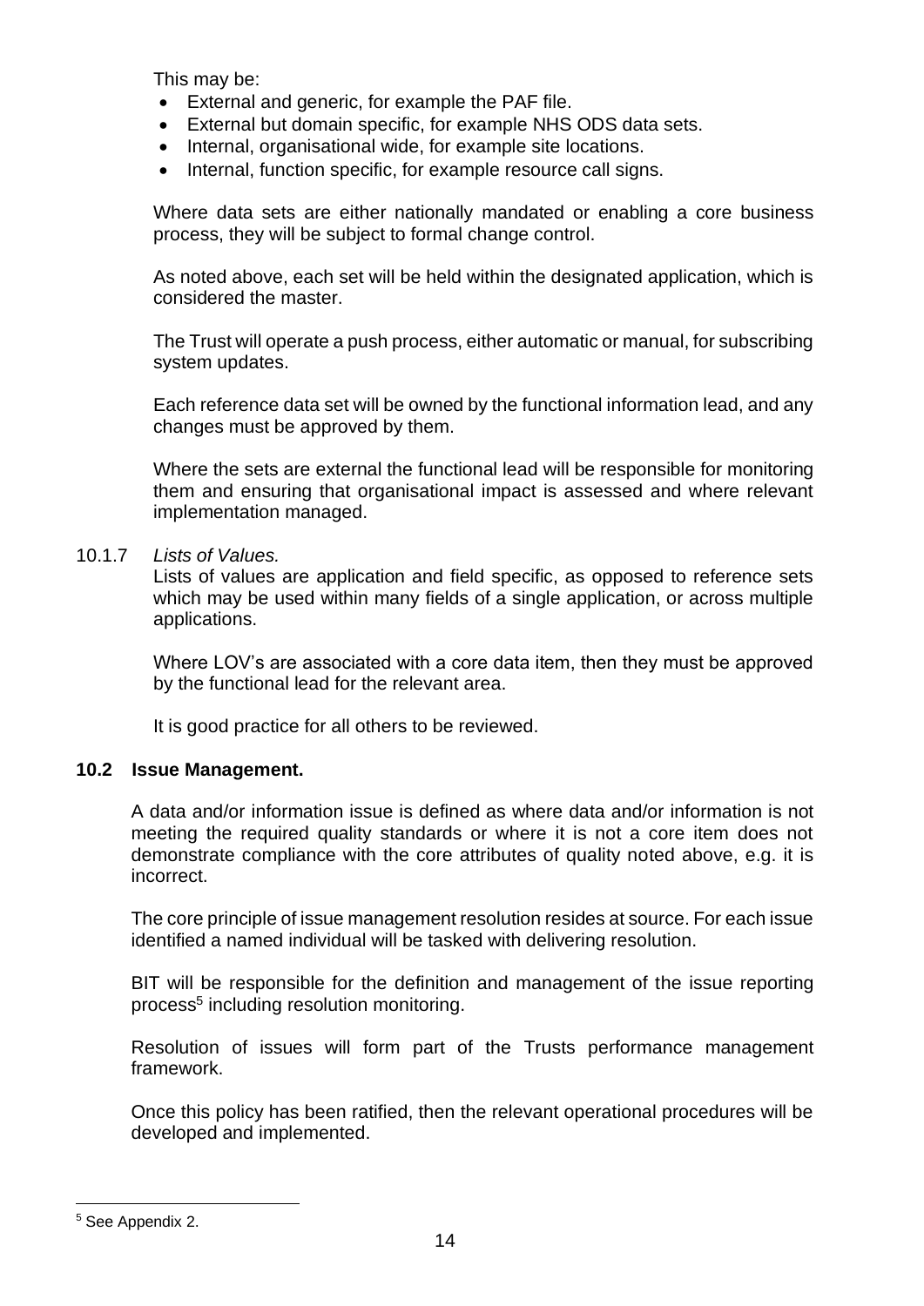This may be:

- External and generic, for example the PAF file.
- External but domain specific, for example NHS ODS data sets.
- Internal, organisational wide, for example site locations.
- Internal, function specific, for example resource call signs.

Where data sets are either nationally mandated or enabling a core business process, they will be subject to formal change control.

As noted above, each set will be held within the designated application, which is considered the master.

The Trust will operate a push process, either automatic or manual, for subscribing system updates.

Each reference data set will be owned by the functional information lead, and any changes must be approved by them.

Where the sets are external the functional lead will be responsible for monitoring them and ensuring that organisational impact is assessed and where relevant implementation managed.

10.1.7 *Lists of Values.*

Lists of values are application and field specific, as opposed to reference sets which may be used within many fields of a single application, or across multiple applications.

Where LOV's are associated with a core data item, then they must be approved by the functional lead for the relevant area.

It is good practice for all others to be reviewed.

### 10.2 Issue Management.

A data and/or information issue is defined as where data and/or information is not meeting the required quality standards or where it is not a core item does not demonstrate compliance with the core attributes of quality noted above, e.g. it is incorrect.

The core principle of issue management resolution resides at source. For each issue identified a named individual will be tasked with delivering resolution.

BIT will be responsible for the definition and management of the issue reporting process[5] including resolution monitoring.

Resolution of issues will form part of the Trusts performance management framework.

Once this policy has been ratified, then the relevant operational procedures will be developed and implemented.

[5] See Appendix 2.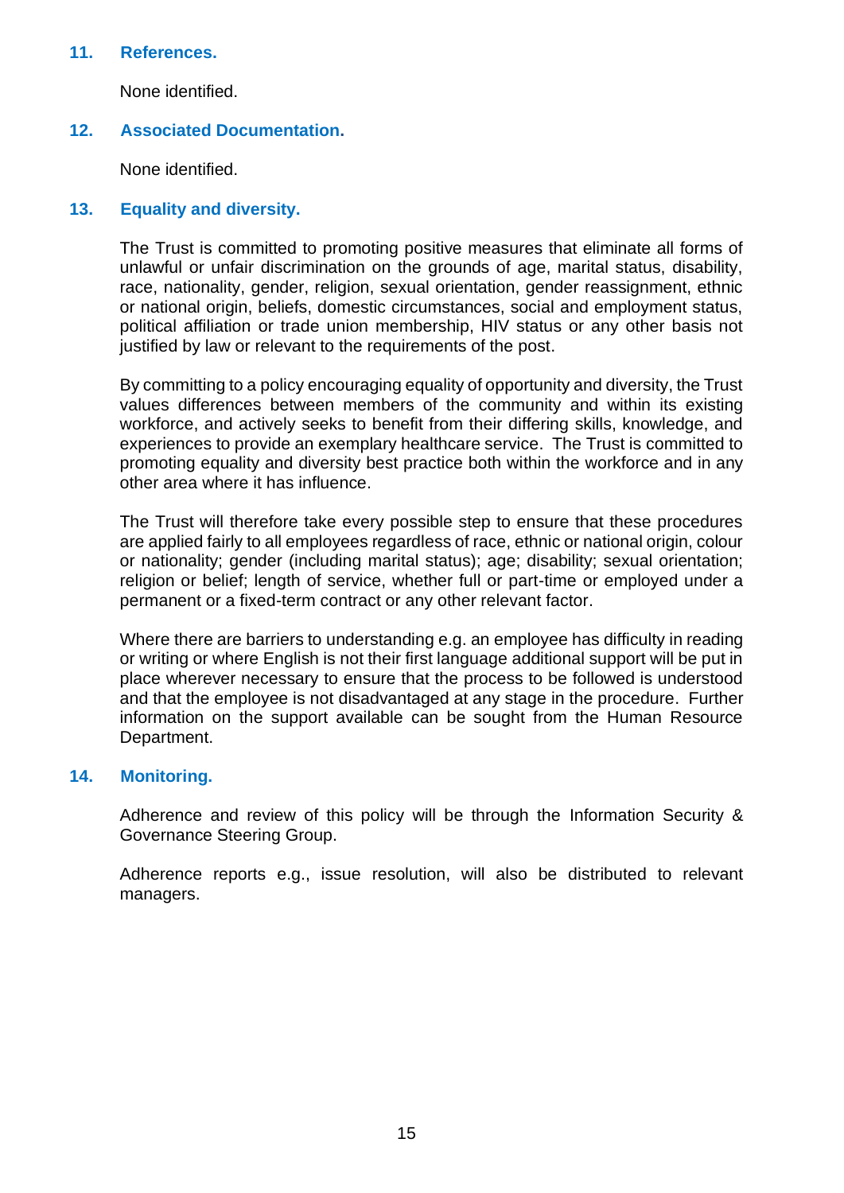## 11. References.

None identified.

## 12. Associated Documentation.

None identified.

## 13. Equality and diversity.

The Trust is committed to promoting positive measures that eliminate all forms of unlawful or unfair discrimination on the grounds of age, marital status, disability, race, nationality, gender, religion, sexual orientation, gender reassignment, ethnic or national origin, beliefs, domestic circumstances, social and employment status, political affiliation or trade union membership, HIV status or any other basis not justified by law or relevant to the requirements of the post.

By committing to a policy encouraging equality of opportunity and diversity, the Trust values differences between members of the community and within its existing workforce, and actively seeks to benefit from their differing skills, knowledge, and experiences to provide an exemplary healthcare service. The Trust is committed to promoting equality and diversity best practice both within the workforce and in any other area where it has influence.

The Trust will therefore take every possible step to ensure that these procedures are applied fairly to all employees regardless of race, ethnic or national origin, colour or nationality; gender (including marital status); age; disability; sexual orientation; religion or belief; length of service, whether full or part-time or employed under a permanent or a fixed-term contract or any other relevant factor.

Where there are barriers to understanding e.g. an employee has difficulty in reading or writing or where English is not their first language additional support will be put in place wherever necessary to ensure that the process to be followed is understood and that the employee is not disadvantaged at any stage in the procedure. Further information on the support available can be sought from the Human Resource Department.

## 14. Monitoring.

Adherence and review of this policy will be through the Information Security & Governance Steering Group.

Adherence reports e.g., issue resolution, will also be distributed to relevant managers.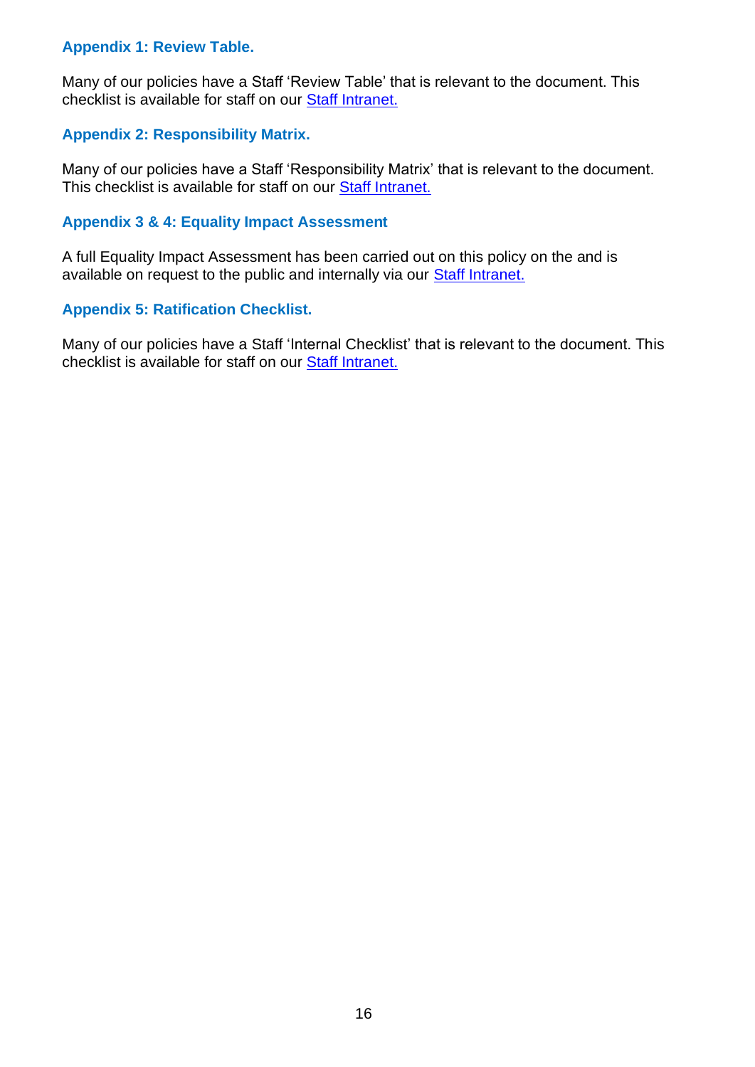### Appendix 1: Review Table.

Many of our policies have a Staff 'Review Table' that is relevant to the document. This checklist is available for staff on our Staff Intranet.

### Appendix 2: Responsibility Matrix.

Many of our policies have a Staff 'Responsibility Matrix' that is relevant to the document. This checklist is available for staff on our Staff Intranet.

### Appendix 3 & 4: Equality Impact Assessment

A full Equality Impact Assessment has been carried out on this policy on the and is available on request to the public and internally via our Staff Intranet.

### Appendix 5: Ratification Checklist.

Many of our policies have a Staff 'Internal Checklist' that is relevant to the document. This checklist is available for staff on our Staff Intranet.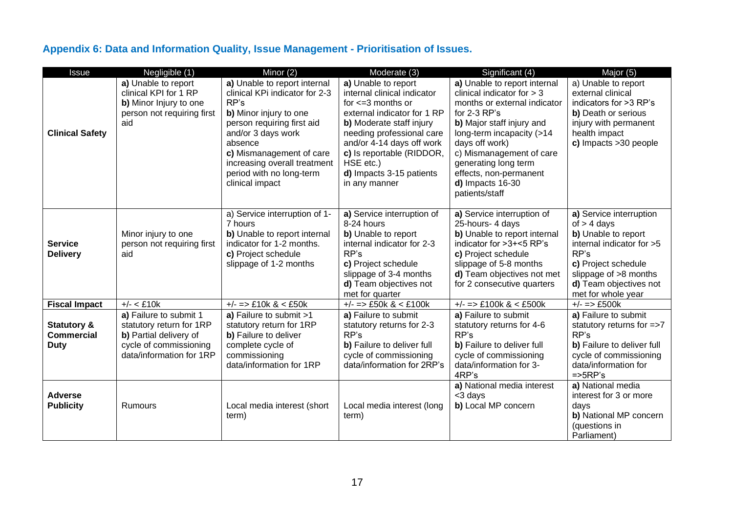## Appendix 6: Data and Information Quality, Issue Management - Prioritisation of Issues.

| Issue | Negligible (1) | Minor (2) | Moderate (3) | Significant (4) | Major (5) |
|---|---|---|---|---|---|
| **Clinical Safety** | **a)** Unable to report clinical KPI for 1 RP **b)** Minor Injury to one person not requiring first aid | **a)** Unable to report internal clinical KPi indicator for 2-3 RP's **b)** Minor injury to one person requiring first aid and/or 3 days work absence **c)** Mismanagement of care increasing overall treatment period with no long-term clinical impact | **a)** Unable to report internal clinical indicator for <=3 months or external indicator for 1 RP **b)** Moderate staff injury needing professional care and/or 4-14 days off work **c)** Is reportable (RIDDOR, HSE etc.) **d)** Impacts 3-15 patients in any manner | **a)** Unable to report internal clinical indicator for > 3 months or external indicator for 2-3 RP's **b)** Major staff injury and long-term incapacity (>14 days off work) c) Mismanagement of care generating long term effects, non-permanent **d)** Impacts 16-30 patients/staff | a) Unable to report external clinical indicators for >3 RP's **b)** Death or serious injury with permanent health impact **c)** Impacts >30 people |
| **Service Delivery** | Minor injury to one person not requiring first aid | a) Service interruption of 1-7 hours **b)** Unable to report internal indicator for 1-2 months. **c)** Project schedule slippage of 1-2 months | **a)** Service interruption of 8-24 hours **b)** Unable to report internal indicator for 2-3 RP's **c)** Project schedule slippage of 3-4 months **d)** Team objectives not met for quarter | **a)** Service interruption of 25-hours- 4 days **b)** Unable to report internal indicator for >3+<5 RP's **c)** Project schedule slippage of 5-8 months **d)** Team objectives not met for 2 consecutive quarters | **a)** Service interruption of > 4 days **b)** Unable to report internal indicator for >5 RP's **c)** Project schedule slippage of >8 months **d)** Team objectives not met for whole year |
| **Fiscal Impact** | +/- < £10k | +/- => £10k & < £50k | +/- => £50k & < £100k | +/- => £100k & < £500k | +/- => £500k |
| **Statutory & Commercial Duty** | **a)** Failure to submit 1 statutory return for 1RP **b)** Partial delivery of cycle of commissioning data/information for 1RP | **a)** Failure to submit >1 statutory return for 1RP **b)** Failure to deliver complete cycle of commissioning data/information for 1RP | **a)** Failure to submit statutory returns for 2-3 RP's **b)** Failure to deliver full cycle of commissioning data/information for 2RP's | **a)** Failure to submit statutory returns for 4-6 RP's **b)** Failure to deliver full cycle of commissioning data/information for 3-4RP's | **a)** Failure to submit statutory returns for =>7 RP's **b)** Failure to deliver full cycle of commissioning data/information for =>5RP's |
| **Adverse Publicity** | Rumours | Local media interest (short term) | Local media interest (long term) | **a)** National media interest <3 days **b)** Local MP concern | **a)** National media interest for 3 or more days **b)** National MP concern (questions in Parliament) |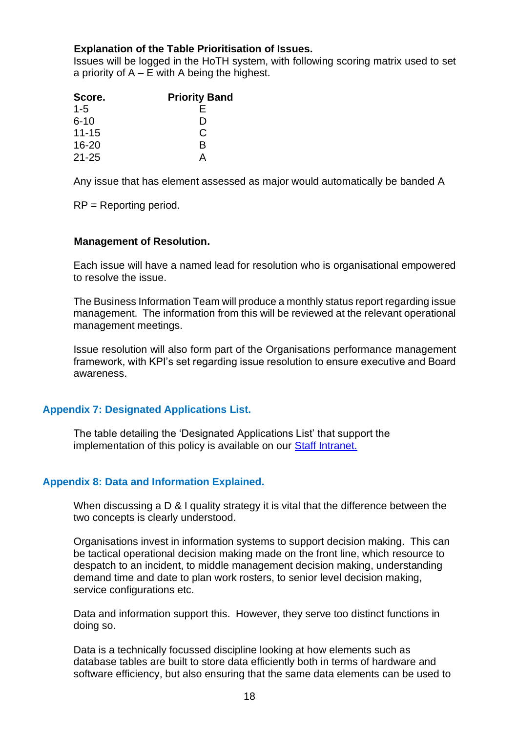**Explanation of the Table Prioritisation of Issues.**

Issues will be logged in the HoTH system, with following scoring matrix used to set a priority of A – E with A being the highest.

| Score. | Priority Band |
| --- | --- |
| 1-5 | E |
| 6-10 | D |
| 11-15 | C |
| 16-20 | B |
| 21-25 | A |

Any issue that has element assessed as major would automatically be banded A

RP = Reporting period.

**Management of Resolution.**

Each issue will have a named lead for resolution who is organisational empowered to resolve the issue.

The Business Information Team will produce a monthly status report regarding issue management. The information from this will be reviewed at the relevant operational management meetings.

Issue resolution will also form part of the Organisations performance management framework, with KPI's set regarding issue resolution to ensure executive and Board awareness.

## Appendix 7: Designated Applications List.

The table detailing the 'Designated Applications List' that support the implementation of this policy is available on our [Staff Intranet.]()

## Appendix 8: Data and Information Explained.

When discussing a D & I quality strategy it is vital that the difference between the two concepts is clearly understood.

Organisations invest in information systems to support decision making. This can be tactical operational decision making made on the front line, which resource to despatch to an incident, to middle management decision making, understanding demand time and date to plan work rosters, to senior level decision making, service configurations etc.

Data and information support this. However, they serve too distinct functions in doing so.

Data is a technically focussed discipline looking at how elements such as database tables are built to store data efficiently both in terms of hardware and software efficiency, but also ensuring that the same data elements can be used to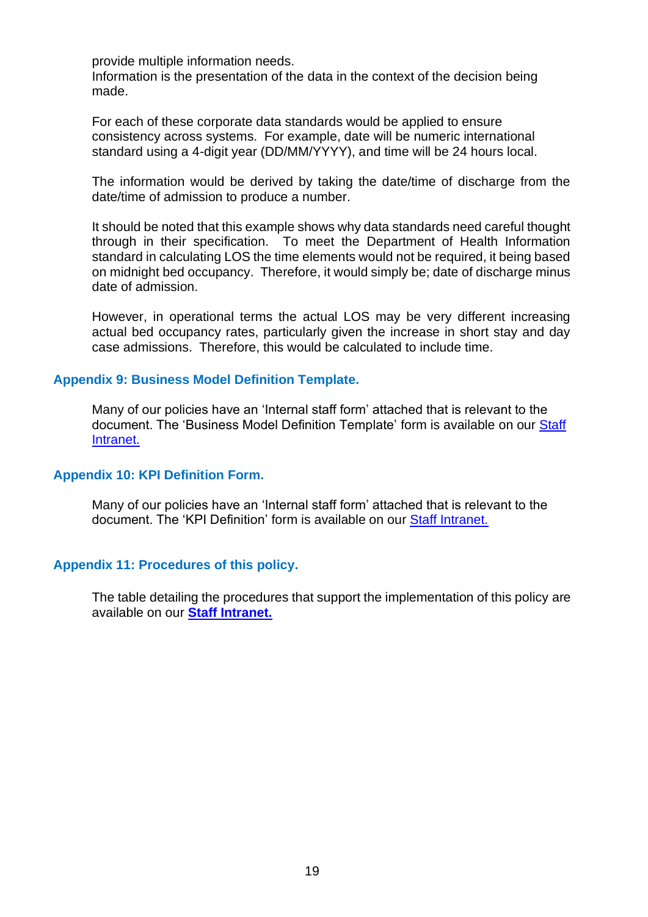provide multiple information needs.
Information is the presentation of the data in the context of the decision being made.

For each of these corporate data standards would be applied to ensure consistency across systems. For example, date will be numeric international standard using a 4-digit year (DD/MM/YYYY), and time will be 24 hours local.

The information would be derived by taking the date/time of discharge from the date/time of admission to produce a number.

It should be noted that this example shows why data standards need careful thought through in their specification. To meet the Department of Health Information standard in calculating LOS the time elements would not be required, it being based on midnight bed occupancy. Therefore, it would simply be; date of discharge minus date of admission.

However, in operational terms the actual LOS may be very different increasing actual bed occupancy rates, particularly given the increase in short stay and day case admissions. Therefore, this would be calculated to include time.

## Appendix 9: Business Model Definition Template.

Many of our policies have an 'Internal staff form' attached that is relevant to the document. The 'Business Model Definition Template' form is available on our Staff Intranet.

## Appendix 10: KPI Definition Form.

Many of our policies have an 'Internal staff form' attached that is relevant to the document. The 'KPI Definition' form is available on our Staff Intranet.

## Appendix 11: Procedures of this policy.

The table detailing the procedures that support the implementation of this policy are available on our **Staff Intranet.**